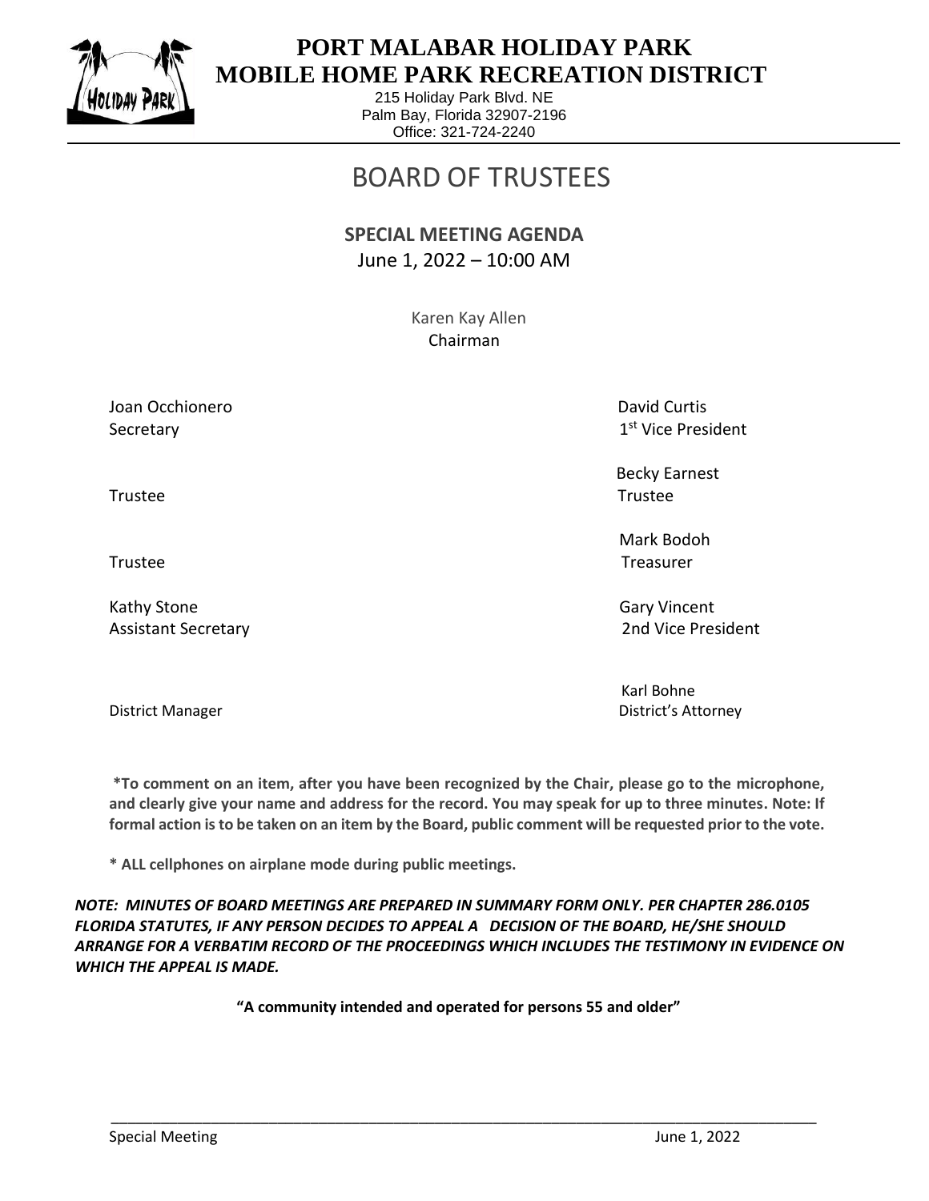# PORT MALABAR HOLIDAY PARK
## MOBILE HOME PARK RECREATION DISTRICT

215 Holiday Park Blvd. NE
Palm Bay, Florida 32907-2196
Office: 321-724-2240

# BOARD OF TRUSTEES

**SPECIAL MEETING AGENDA**
June 1, 2022 – 10:00 AM

Karen Kay Allen
Chairman

Joan Occhionero
Secretary

David Curtis
1st Vice President

Trustee

Becky Earnest
Trustee

Trustee

Mark Bodoh
Treasurer

Kathy Stone
Assistant Secretary

Gary Vincent
2nd Vice President

District Manager

Karl Bohne
District's Attorney

**\*To comment on an item, after you have been recognized by the Chair, please go to the microphone, and clearly give your name and address for the record. You may speak for up to three minutes. Note: If formal action is to be taken on an item by the Board, public comment will be requested prior to the vote.**

**\* ALL cellphones on airplane mode during public meetings.**

***NOTE: MINUTES OF BOARD MEETINGS ARE PREPARED IN SUMMARY FORM ONLY. PER CHAPTER 286.0105 FLORIDA STATUTES, IF ANY PERSON DECIDES TO APPEAL A DECISION OF THE BOARD, HE/SHE SHOULD ARRANGE FOR A VERBATIM RECORD OF THE PROCEEDINGS WHICH INCLUDES THE TESTIMONY IN EVIDENCE ON WHICH THE APPEAL IS MADE.***

**"A community intended and operated for persons 55 and older"**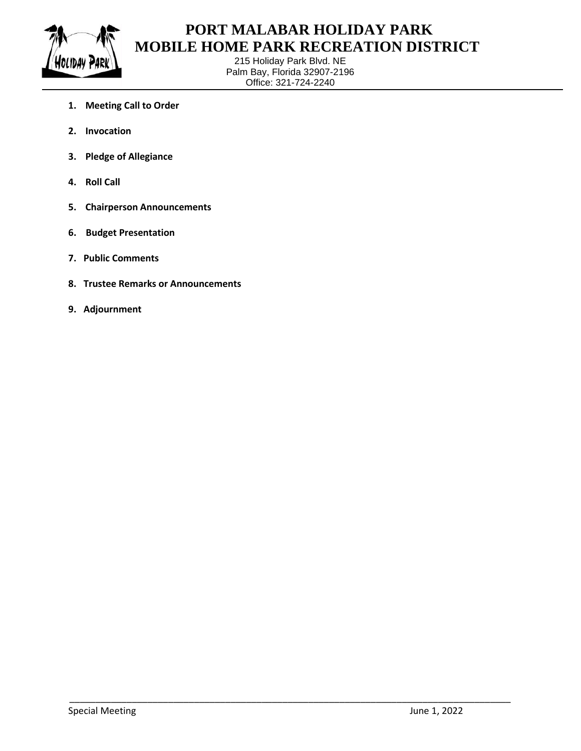# PORT MALABAR HOLIDAY PARK
# MOBILE HOME PARK RECREATION DISTRICT

215 Holiday Park Blvd. NE
Palm Bay, Florida 32907-2196
Office: 321-724-2240

1. **Meeting Call to Order**
2. **Invocation**
3. **Pledge of Allegiance**
4. **Roll Call**
5. **Chairperson Announcements**
6. **Budget Presentation**
7. **Public Comments**
8. **Trustee Remarks or Announcements**
9. **Adjournment**

Special Meeting June 1, 2022